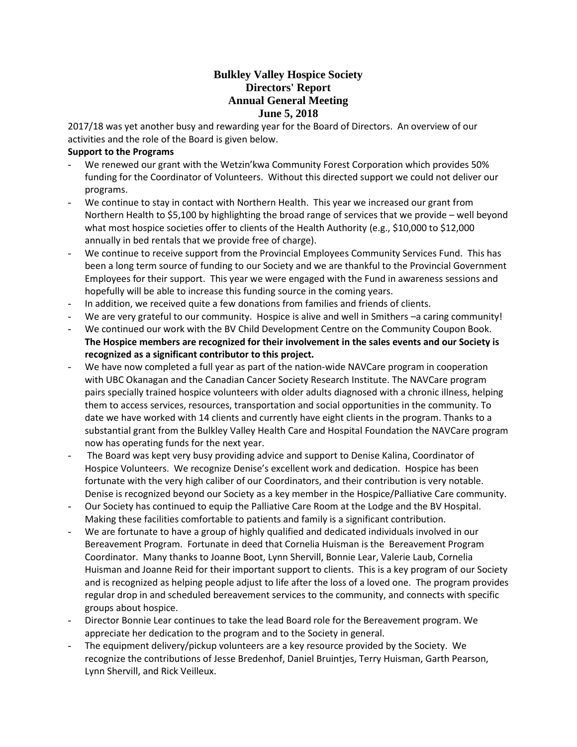# Bulkley Valley Hospice Society
## Directors' Report
## Annual General Meeting
## June 5, 2018

2017/18 was yet another busy and rewarding year for the Board of Directors. An overview of our activities and the role of the Board is given below.

**Support to the Programs**

- We renewed our grant with the Wetzin'kwa Community Forest Corporation which provides 50% funding for the Coordinator of Volunteers. Without this directed support we could not deliver our programs.
- We continue to stay in contact with Northern Health. This year we increased our grant from Northern Health to $5,100 by highlighting the broad range of services that we provide – well beyond what most hospice societies offer to clients of the Health Authority (e.g., $10,000 to $12,000 annually in bed rentals that we provide free of charge).
- We continue to receive support from the Provincial Employees Community Services Fund. This has been a long term source of funding to our Society and we are thankful to the Provincial Government Employees for their support. This year we were engaged with the Fund in awareness sessions and hopefully will be able to increase this funding source in the coming years.
- In addition, we received quite a few donations from families and friends of clients.
- We are very grateful to our community. Hospice is alive and well in Smithers –a caring community!
- We continued our work with the BV Child Development Centre on the Community Coupon Book. **The Hospice members are recognized for their involvement in the sales events and our Society is recognized as a significant contributor to this project.**
- We have now completed a full year as part of the nation-wide NAVCare program in cooperation with UBC Okanagan and the Canadian Cancer Society Research Institute. The NAVCare program pairs specially trained hospice volunteers with older adults diagnosed with a chronic illness, helping them to access services, resources, transportation and social opportunities in the community. To date we have worked with 14 clients and currently have eight clients in the program. Thanks to a substantial grant from the Bulkley Valley Health Care and Hospital Foundation the NAVCare program now has operating funds for the next year.
- The Board was kept very busy providing advice and support to Denise Kalina, Coordinator of Hospice Volunteers. We recognize Denise's excellent work and dedication. Hospice has been fortunate with the very high caliber of our Coordinators, and their contribution is very notable. Denise is recognized beyond our Society as a key member in the Hospice/Palliative Care community.
- Our Society has continued to equip the Palliative Care Room at the Lodge and the BV Hospital. Making these facilities comfortable to patients and family is a significant contribution.
- We are fortunate to have a group of highly qualified and dedicated individuals involved in our Bereavement Program. Fortunate in deed that Cornelia Huisman is the Bereavement Program Coordinator. Many thanks to Joanne Boot, Lynn Shervill, Bonnie Lear, Valerie Laub, Cornelia Huisman and Joanne Reid for their important support to clients. This is a key program of our Society and is recognized as helping people adjust to life after the loss of a loved one. The program provides regular drop in and scheduled bereavement services to the community, and connects with specific groups about hospice.
- Director Bonnie Lear continues to take the lead Board role for the Bereavement program. We appreciate her dedication to the program and to the Society in general.
- The equipment delivery/pickup volunteers are a key resource provided by the Society. We recognize the contributions of Jesse Bredenhof, Daniel Bruintjes, Terry Huisman, Garth Pearson, Lynn Shervill, and Rick Veilleux.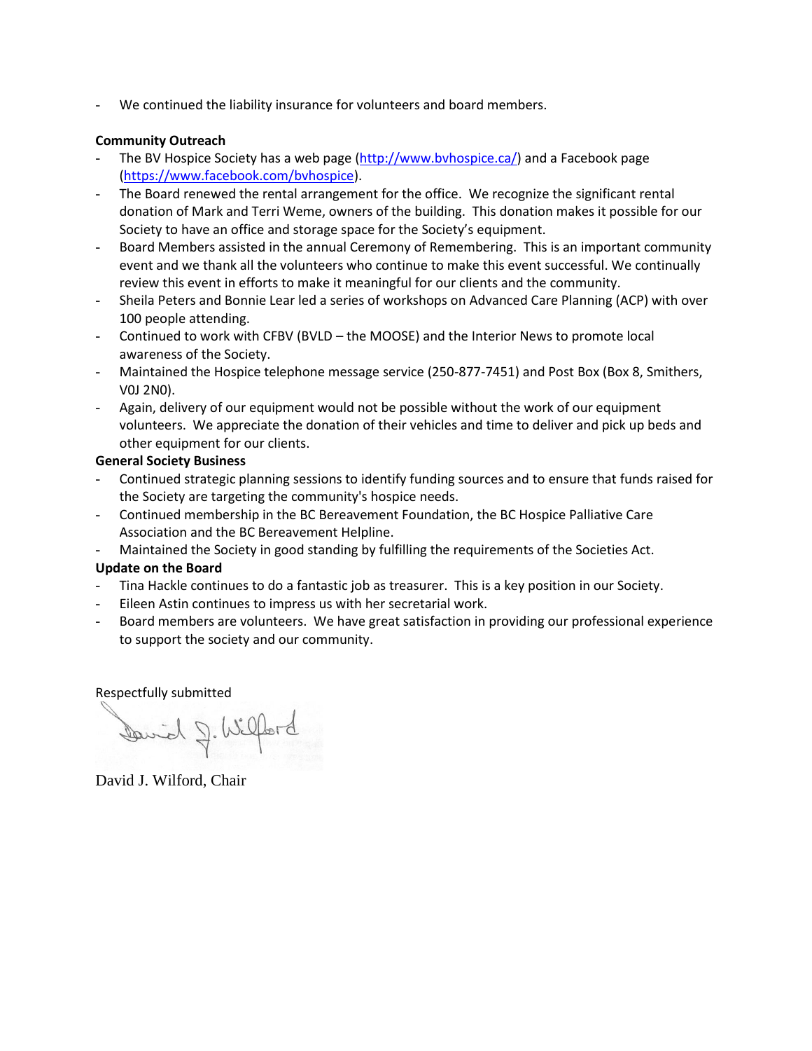- We continued the liability insurance for volunteers and board members.

**Community Outreach**

- The BV Hospice Society has a web page (http://www.bvhospice.ca/) and a Facebook page (https://www.facebook.com/bvhospice).
- The Board renewed the rental arrangement for the office. We recognize the significant rental donation of Mark and Terri Weme, owners of the building. This donation makes it possible for our Society to have an office and storage space for the Society's equipment.
- Board Members assisted in the annual Ceremony of Remembering. This is an important community event and we thank all the volunteers who continue to make this event successful. We continually review this event in efforts to make it meaningful for our clients and the community.
- Sheila Peters and Bonnie Lear led a series of workshops on Advanced Care Planning (ACP) with over 100 people attending.
- Continued to work with CFBV (BVLD – the MOOSE) and the Interior News to promote local awareness of the Society.
- Maintained the Hospice telephone message service (250-877-7451) and Post Box (Box 8, Smithers, V0J 2N0).
- Again, delivery of our equipment would not be possible without the work of our equipment volunteers. We appreciate the donation of their vehicles and time to deliver and pick up beds and other equipment for our clients.

**General Society Business**

- Continued strategic planning sessions to identify funding sources and to ensure that funds raised for the Society are targeting the community's hospice needs.
- Continued membership in the BC Bereavement Foundation, the BC Hospice Palliative Care Association and the BC Bereavement Helpline.
- Maintained the Society in good standing by fulfilling the requirements of the Societies Act.

**Update on the Board**

- Tina Hackle continues to do a fantastic job as treasurer. This is a key position in our Society.
- Eileen Astin continues to impress us with her secretarial work.
- Board members are volunteers. We have great satisfaction in providing our professional experience to support the society and our community.

Respectfully submitted

David J. Wilford, Chair